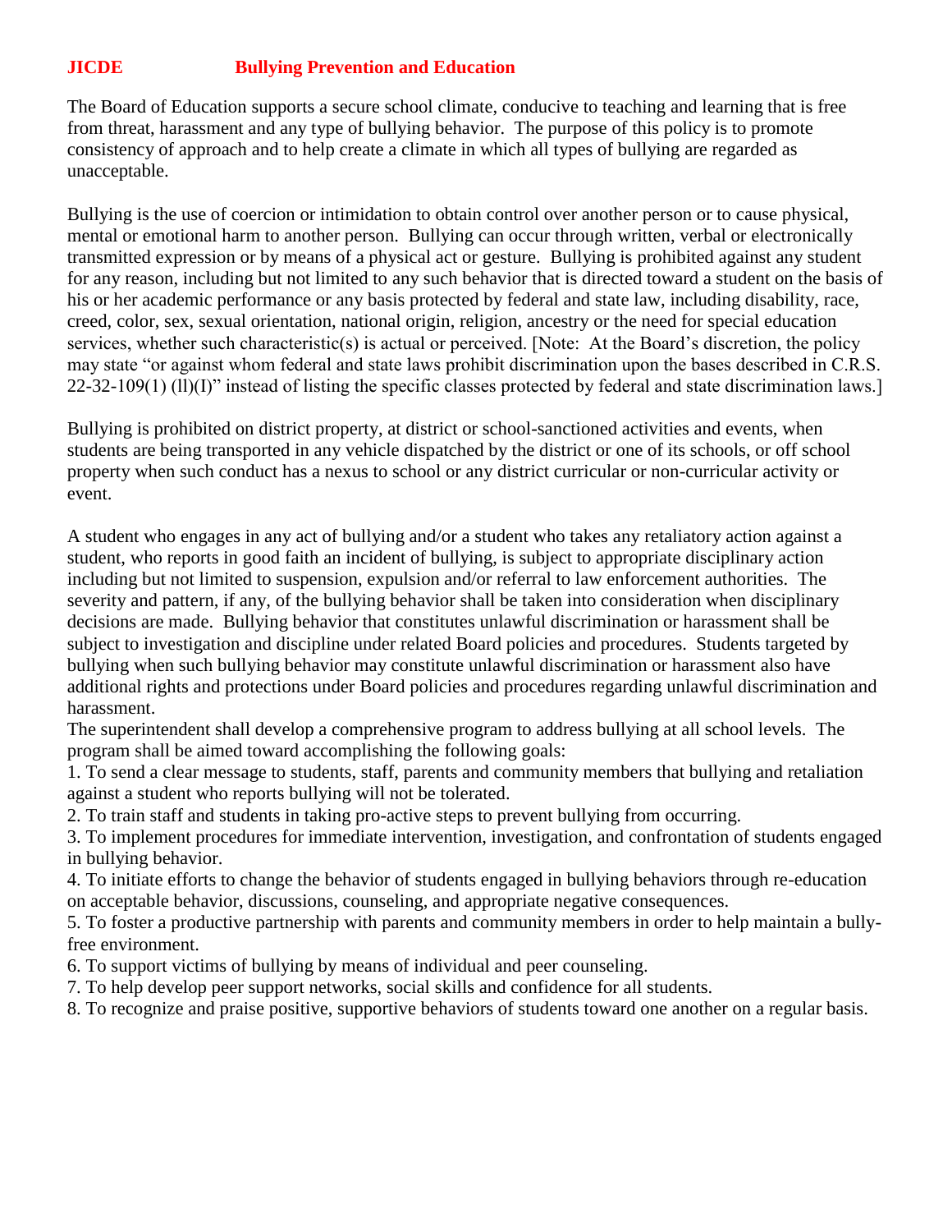# JICDE Bullying Prevention and Education

The Board of Education supports a secure school climate, conducive to teaching and learning that is free from threat, harassment and any type of bullying behavior. The purpose of this policy is to promote consistency of approach and to help create a climate in which all types of bullying are regarded as unacceptable.

Bullying is the use of coercion or intimidation to obtain control over another person or to cause physical, mental or emotional harm to another person. Bullying can occur through written, verbal or electronically transmitted expression or by means of a physical act or gesture. Bullying is prohibited against any student for any reason, including but not limited to any such behavior that is directed toward a student on the basis of his or her academic performance or any basis protected by federal and state law, including disability, race, creed, color, sex, sexual orientation, national origin, religion, ancestry or the need for special education services, whether such characteristic(s) is actual or perceived. [Note: At the Board's discretion, the policy may state "or against whom federal and state laws prohibit discrimination upon the bases described in C.R.S. 22-32-109(1) (ll)(I)" instead of listing the specific classes protected by federal and state discrimination laws.]

Bullying is prohibited on district property, at district or school-sanctioned activities and events, when students are being transported in any vehicle dispatched by the district or one of its schools, or off school property when such conduct has a nexus to school or any district curricular or non-curricular activity or event.

A student who engages in any act of bullying and/or a student who takes any retaliatory action against a student, who reports in good faith an incident of bullying, is subject to appropriate disciplinary action including but not limited to suspension, expulsion and/or referral to law enforcement authorities. The severity and pattern, if any, of the bullying behavior shall be taken into consideration when disciplinary decisions are made. Bullying behavior that constitutes unlawful discrimination or harassment shall be subject to investigation and discipline under related Board policies and procedures. Students targeted by bullying when such bullying behavior may constitute unlawful discrimination or harassment also have additional rights and protections under Board policies and procedures regarding unlawful discrimination and harassment.

The superintendent shall develop a comprehensive program to address bullying at all school levels. The program shall be aimed toward accomplishing the following goals:

1. To send a clear message to students, staff, parents and community members that bullying and retaliation against a student who reports bullying will not be tolerated.
2. To train staff and students in taking pro-active steps to prevent bullying from occurring.
3. To implement procedures for immediate intervention, investigation, and confrontation of students engaged in bullying behavior.
4. To initiate efforts to change the behavior of students engaged in bullying behaviors through re-education on acceptable behavior, discussions, counseling, and appropriate negative consequences.
5. To foster a productive partnership with parents and community members in order to help maintain a bully-free environment.
6. To support victims of bullying by means of individual and peer counseling.
7. To help develop peer support networks, social skills and confidence for all students.
8. To recognize and praise positive, supportive behaviors of students toward one another on a regular basis.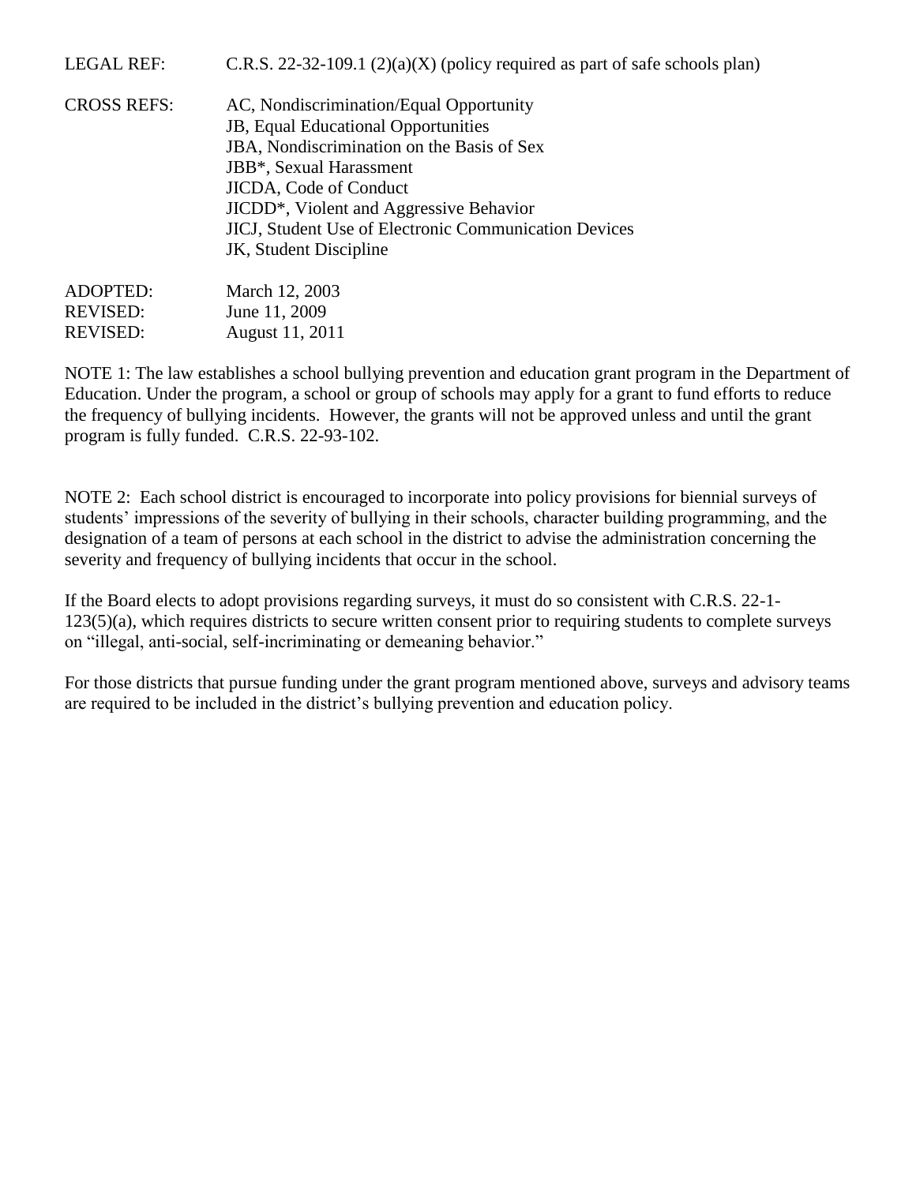LEGAL REF: C.R.S. 22-32-109.1 (2)(a)(X) (policy required as part of safe schools plan)

CROSS REFS: AC, Nondiscrimination/Equal Opportunity
JB, Equal Educational Opportunities
JBA, Nondiscrimination on the Basis of Sex
JBB*, Sexual Harassment
JICDA, Code of Conduct
JICDD*, Violent and Aggressive Behavior
JICJ, Student Use of Electronic Communication Devices
JK, Student Discipline

ADOPTED: March 12, 2003
REVISED: June 11, 2009
REVISED: August 11, 2011

NOTE 1: The law establishes a school bullying prevention and education grant program in the Department of Education. Under the program, a school or group of schools may apply for a grant to fund efforts to reduce the frequency of bullying incidents. However, the grants will not be approved unless and until the grant program is fully funded. C.R.S. 22-93-102.

NOTE 2: Each school district is encouraged to incorporate into policy provisions for biennial surveys of students' impressions of the severity of bullying in their schools, character building programming, and the designation of a team of persons at each school in the district to advise the administration concerning the severity and frequency of bullying incidents that occur in the school.

If the Board elects to adopt provisions regarding surveys, it must do so consistent with C.R.S. 22-1-123(5)(a), which requires districts to secure written consent prior to requiring students to complete surveys on "illegal, anti-social, self-incriminating or demeaning behavior."

For those districts that pursue funding under the grant program mentioned above, surveys and advisory teams are required to be included in the district's bullying prevention and education policy.